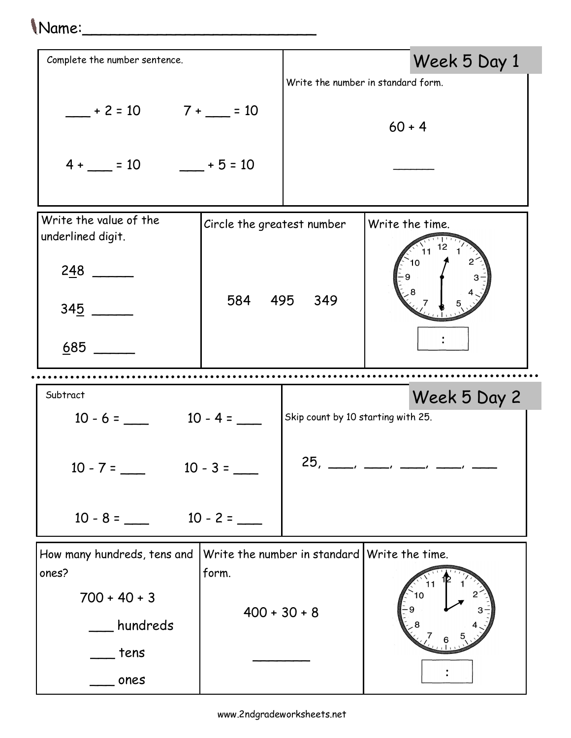Name:___________________________

## Week 5 Day 1

Complete the number sentence.

___ + 2 = 10 &nbsp;&nbsp;&nbsp;&nbsp; 7 + ___ = 10

4 + ___ = 10 &nbsp;&nbsp;&nbsp;&nbsp; ___ + 5 = 10

Write the number in standard form.

60 + 4

______

Write the value of the underlined digit.

2<u>4</u>8 ______

34<u>5</u> ______

<u>6</u>85 ______

Circle the greatest number

584 &nbsp;&nbsp; 495 &nbsp;&nbsp; 349

Write the time.

[ &nbsp; : &nbsp; ]

---

## Week 5 Day 2

Subtract

10 - 6 = ___ &nbsp;&nbsp;&nbsp;&nbsp; 10 - 4 = ___

10 - 7 = ___ &nbsp;&nbsp;&nbsp;&nbsp; 10 - 3 = ___

10 - 8 = ___ &nbsp;&nbsp;&nbsp;&nbsp; 10 - 2 = ___

Skip count by 10 starting with 25.

25, ____, ____, ____, ____, ____

How many hundreds, tens and ones?

700 + 40 + 3

___ hundreds

___ tens

___ ones

Write the number in standard form.

400 + 30 + 8

________

Write the time.

[ &nbsp; : &nbsp; ]

www.2ndgradeworksheets.net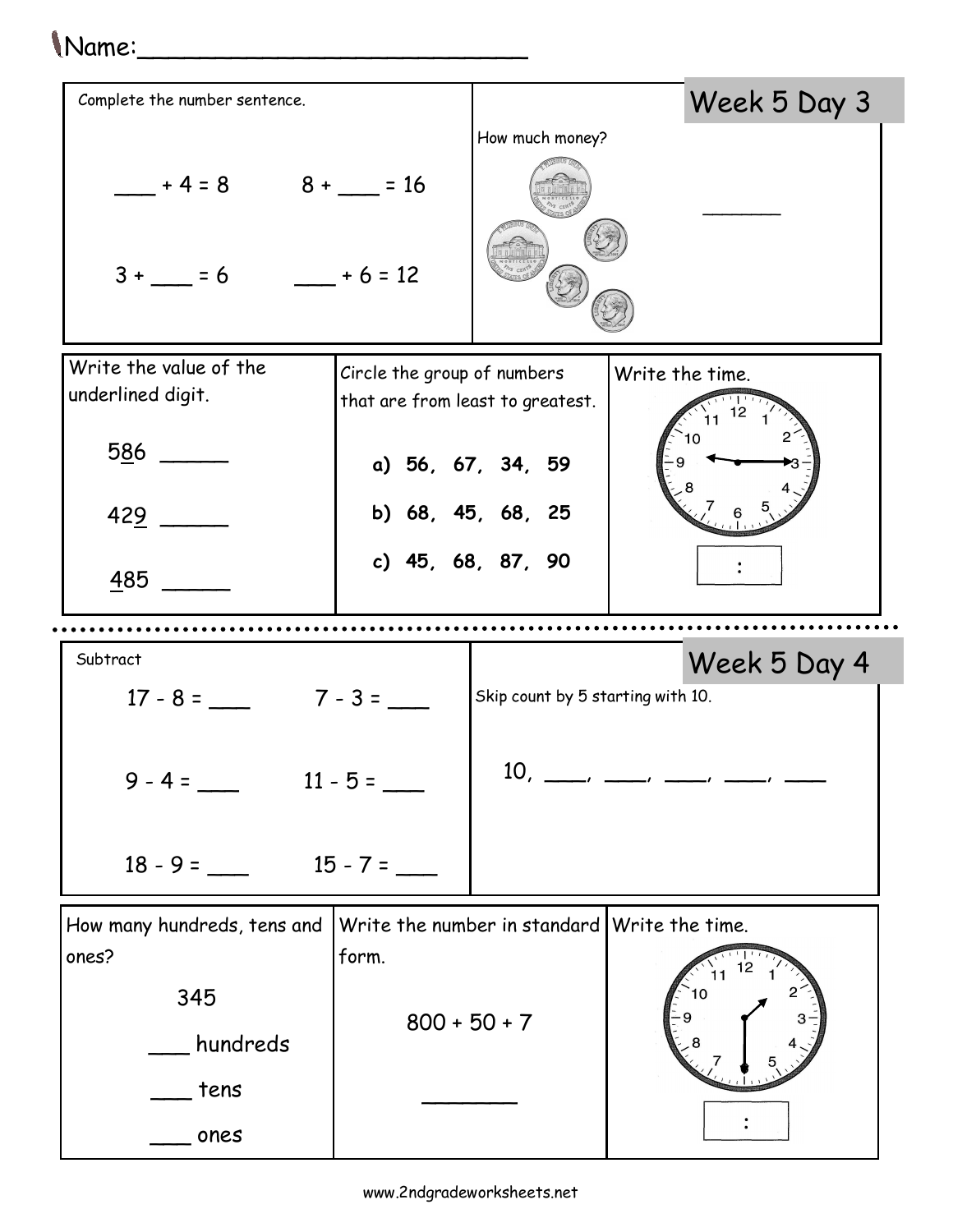Name:___________________________

## Week 5 Day 3

Complete the number sentence.

___ + 4 = 8        8 + ___ = 16

3 + ___ = 6        ___ + 6 = 12

How much money?

______

Write the value of the underlined digit.

5<u>8</u>6 ______

42<u>9</u> ______

<u>4</u>85 ______

Circle the group of numbers that are from least to greatest.

**a) 56, 67, 34, 59**

**b) 68, 45, 68, 25**

**c) 45, 68, 87, 90**

Write the time.

[ : ]

---

## Week 5 Day 4

Subtract

17 - 8 = ___        7 - 3 = ___

9 - 4 = ___        11 - 5 = ___

18 - 9 = ___        15 - 7 = ___

Skip count by 5 starting with 10.

10, ___, ___, ___, ___, ___

How many hundreds, tens and ones?

345

___ hundreds

___ tens

___ ones

Write the number in standard form.

800 + 50 + 7

________

Write the time.

[ : ]

www.2ndgradeworksheets.net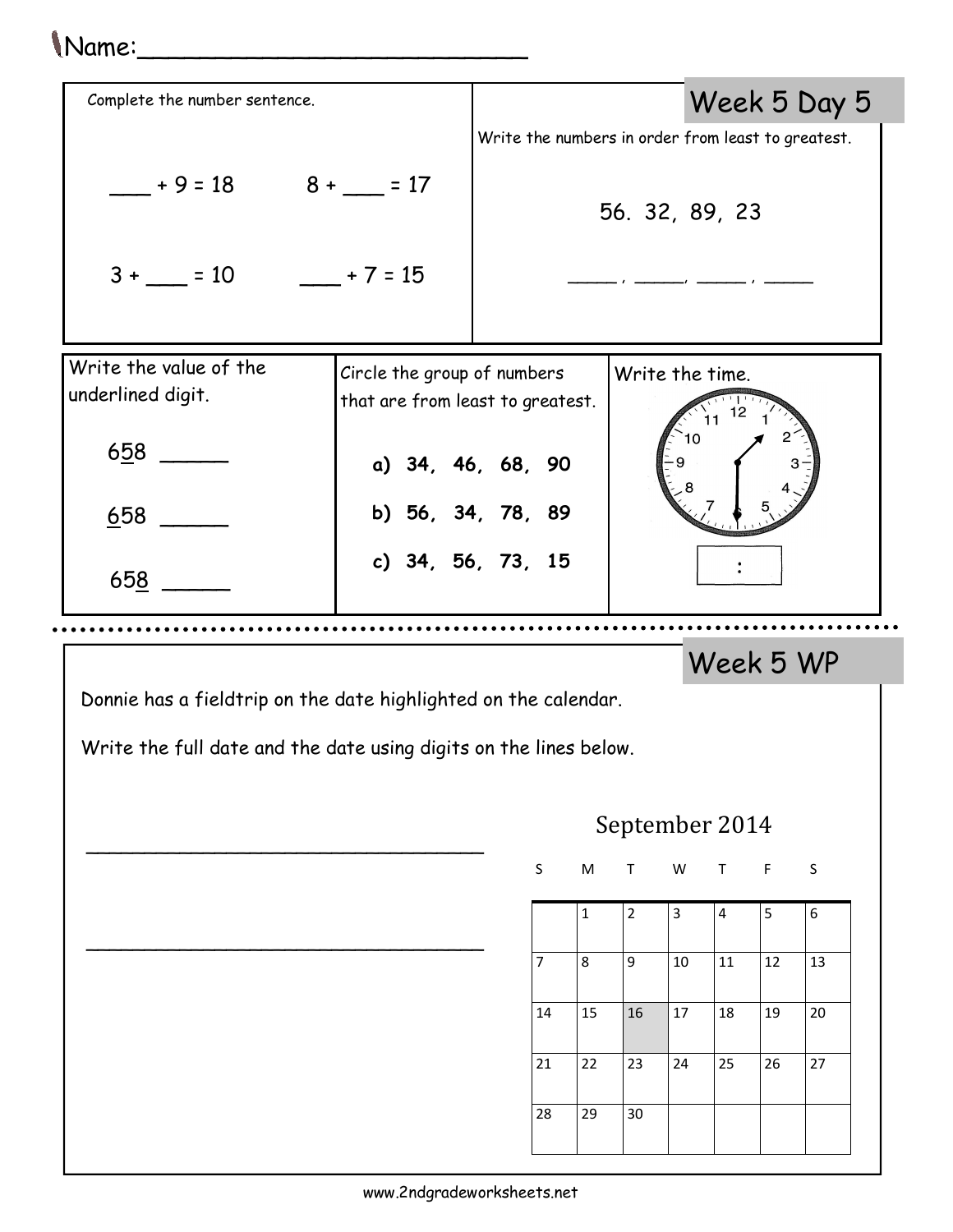Name:\_\_\_\_\_\_\_\_\_\_\_\_\_\_\_\_\_\_\_\_\_\_\_\_\_\_\_\_

## Week 5 Day 5

Complete the number sentence.

\_\_\_ + 9 = 18        8 + \_\_\_ = 17

3 + \_\_\_ = 10        \_\_\_ + 7 = 15

Write the numbers in order from least to greatest.

56. 32, 89, 23

\_\_\_\_\_ , \_\_\_\_\_, \_\_\_\_\_ , \_\_\_\_\_

Write the value of the underlined digit.

6<u>5</u>8 \_\_\_\_\_\_

<u>6</u>58 \_\_\_\_\_\_

65<u>8</u> \_\_\_\_\_\_

Circle the group of numbers that are from least to greatest.

**a) 34, 46, 68, 90**

**b) 56, 34, 78, 89**

**c) 34, 56, 73, 15**

Write the time.

12, 11, 1, 10, 2, 9, 3, 8, 4, 7, 6, 5

\_\_\_ : \_\_\_

## Week 5 WP

Donnie has a fieldtrip on the date highlighted on the calendar.

Write the full date and the date using digits on the lines below.

\_\_\_\_\_\_\_\_\_\_\_\_\_\_\_\_\_\_\_\_\_\_\_\_\_\_\_\_\_\_\_\_\_\_\_\_

\_\_\_\_\_\_\_\_\_\_\_\_\_\_\_\_\_\_\_\_\_\_\_\_\_\_\_\_\_\_\_\_\_\_\_\_

September 2014

| S | M | T | W | T | F | S |
|---|---|---|---|---|---|---|
| | 1 | 2 | 3 | 4 | 5 | 6 |
| 7 | 8 | 9 | 10 | 11 | 12 | 13 |
| 14 | 15 | 16 | 17 | 18 | 19 | 20 |
| 21 | 22 | 23 | 24 | 25 | 26 | 27 |
| 28 | 29 | 30 | | | | |

www.2ndgradeworksheets.net